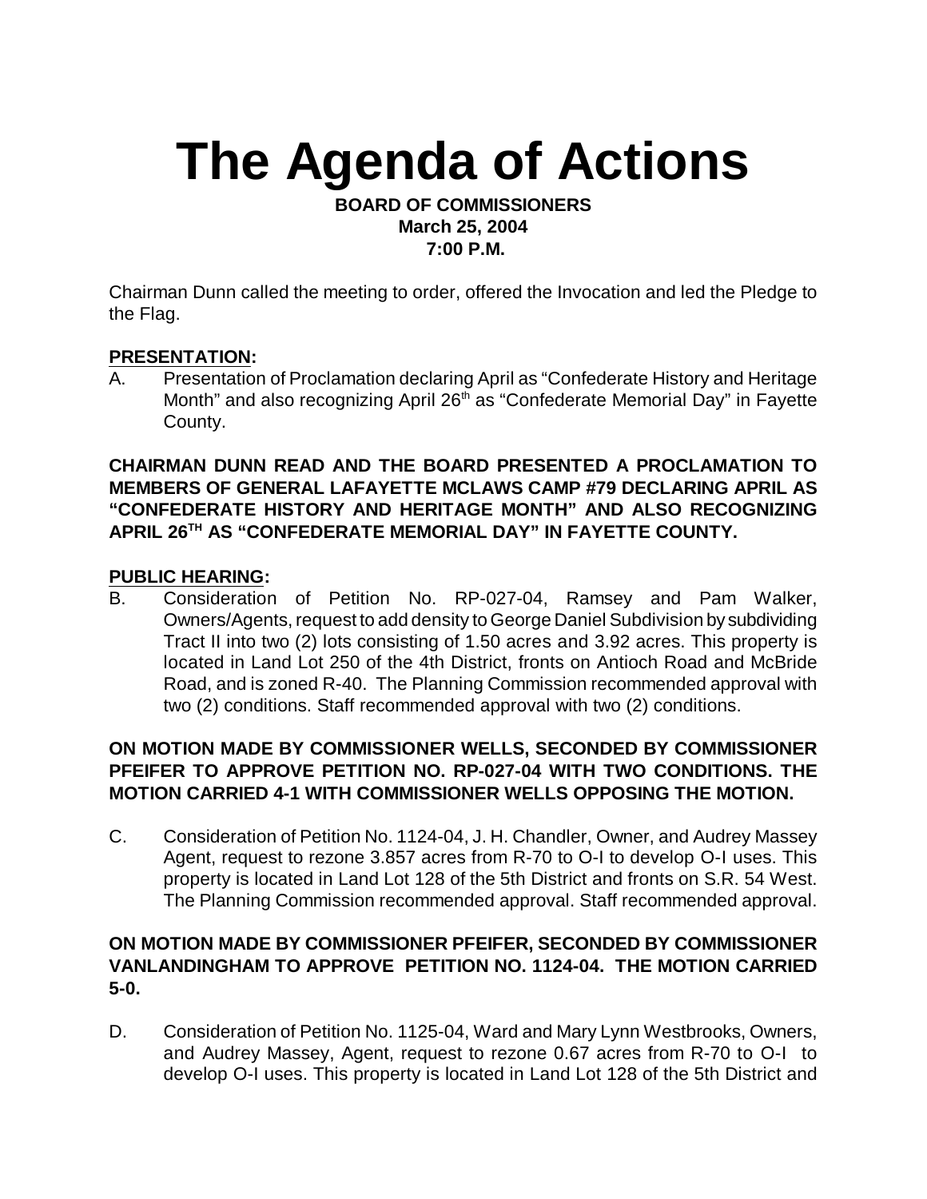# The Agenda of Actions

**BOARD OF COMMISSIONERS**
**March 25, 2004**
**7:00 P.M.**

Chairman Dunn called the meeting to order, offered the Invocation and led the Pledge to the Flag.

**PRESENTATION:**

A. Presentation of Proclamation declaring April as "Confederate History and Heritage Month" and also recognizing April 26th as "Confederate Memorial Day" in Fayette County.

**CHAIRMAN DUNN READ AND THE BOARD PRESENTED A PROCLAMATION TO MEMBERS OF GENERAL LAFAYETTE MCLAWS CAMP #79 DECLARING APRIL AS "CONFEDERATE HISTORY AND HERITAGE MONTH" AND ALSO RECOGNIZING APRIL 26TH AS "CONFEDERATE MEMORIAL DAY" IN FAYETTE COUNTY.**

**PUBLIC HEARING:**

B. Consideration of Petition No. RP-027-04, Ramsey and Pam Walker, Owners/Agents, request to add density to George Daniel Subdivision by subdividing Tract II into two (2) lots consisting of 1.50 acres and 3.92 acres. This property is located in Land Lot 250 of the 4th District, fronts on Antioch Road and McBride Road, and is zoned R-40. The Planning Commission recommended approval with two (2) conditions. Staff recommended approval with two (2) conditions.

**ON MOTION MADE BY COMMISSIONER WELLS, SECONDED BY COMMISSIONER PFEIFER TO APPROVE PETITION NO. RP-027-04 WITH TWO CONDITIONS. THE MOTION CARRIED 4-1 WITH COMMISSIONER WELLS OPPOSING THE MOTION.**

C. Consideration of Petition No. 1124-04, J. H. Chandler, Owner, and Audrey Massey Agent, request to rezone 3.857 acres from R-70 to O-I to develop O-I uses. This property is located in Land Lot 128 of the 5th District and fronts on S.R. 54 West. The Planning Commission recommended approval. Staff recommended approval.

**ON MOTION MADE BY COMMISSIONER PFEIFER, SECONDED BY COMMISSIONER VANLANDINGHAM TO APPROVE PETITION NO. 1124-04. THE MOTION CARRIED 5-0.**

D. Consideration of Petition No. 1125-04, Ward and Mary Lynn Westbrooks, Owners, and Audrey Massey, Agent, request to rezone 0.67 acres from R-70 to O-I to develop O-I uses. This property is located in Land Lot 128 of the 5th District and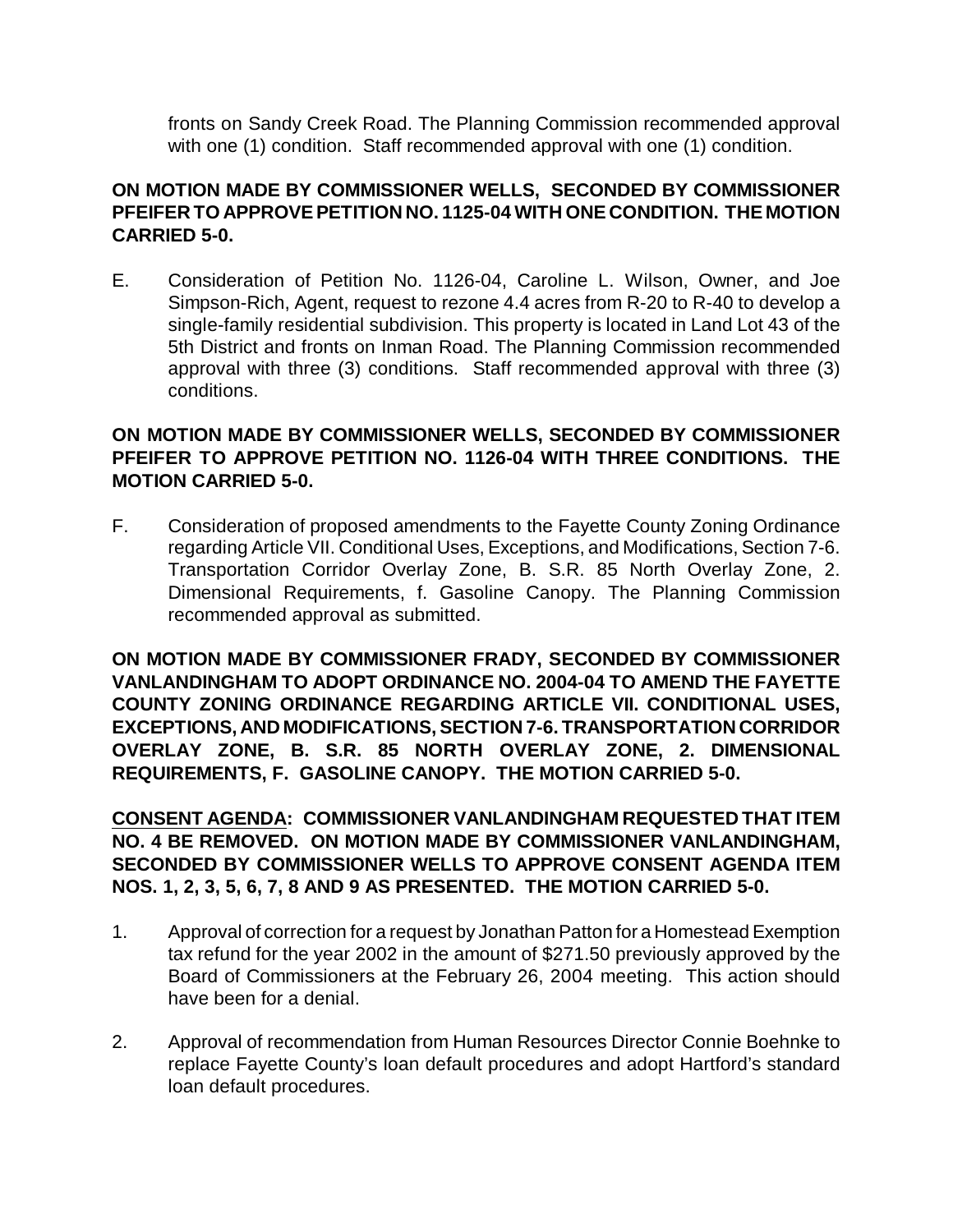fronts on Sandy Creek Road. The Planning Commission recommended approval with one (1) condition. Staff recommended approval with one (1) condition.

**ON MOTION MADE BY COMMISSIONER WELLS, SECONDED BY COMMISSIONER PFEIFER TO APPROVE PETITION NO. 1125-04 WITH ONE CONDITION. THE MOTION CARRIED 5-0.**

E. Consideration of Petition No. 1126-04, Caroline L. Wilson, Owner, and Joe Simpson-Rich, Agent, request to rezone 4.4 acres from R-20 to R-40 to develop a single-family residential subdivision. This property is located in Land Lot 43 of the 5th District and fronts on Inman Road. The Planning Commission recommended approval with three (3) conditions. Staff recommended approval with three (3) conditions.

**ON MOTION MADE BY COMMISSIONER WELLS, SECONDED BY COMMISSIONER PFEIFER TO APPROVE PETITION NO. 1126-04 WITH THREE CONDITIONS. THE MOTION CARRIED 5-0.**

F. Consideration of proposed amendments to the Fayette County Zoning Ordinance regarding Article VII. Conditional Uses, Exceptions, and Modifications, Section 7-6. Transportation Corridor Overlay Zone, B. S.R. 85 North Overlay Zone, 2. Dimensional Requirements, f. Gasoline Canopy. The Planning Commission recommended approval as submitted.

**ON MOTION MADE BY COMMISSIONER FRADY, SECONDED BY COMMISSIONER VANLANDINGHAM TO ADOPT ORDINANCE NO. 2004-04 TO AMEND THE FAYETTE COUNTY ZONING ORDINANCE REGARDING ARTICLE VII. CONDITIONAL USES, EXCEPTIONS, AND MODIFICATIONS, SECTION 7-6. TRANSPORTATION CORRIDOR OVERLAY ZONE, B. S.R. 85 NORTH OVERLAY ZONE, 2. DIMENSIONAL REQUIREMENTS, F. GASOLINE CANOPY. THE MOTION CARRIED 5-0.**

**<u>CONSENT AGENDA</u>: COMMISSIONER VANLANDINGHAM REQUESTED THAT ITEM NO. 4 BE REMOVED. ON MOTION MADE BY COMMISSIONER VANLANDINGHAM, SECONDED BY COMMISSIONER WELLS TO APPROVE CONSENT AGENDA ITEM NOS. 1, 2, 3, 5, 6, 7, 8 AND 9 AS PRESENTED. THE MOTION CARRIED 5-0.**

1. Approval of correction for a request by Jonathan Patton for a Homestead Exemption tax refund for the year 2002 in the amount of $271.50 previously approved by the Board of Commissioners at the February 26, 2004 meeting. This action should have been for a denial.

2. Approval of recommendation from Human Resources Director Connie Boehnke to replace Fayette County's loan default procedures and adopt Hartford's standard loan default procedures.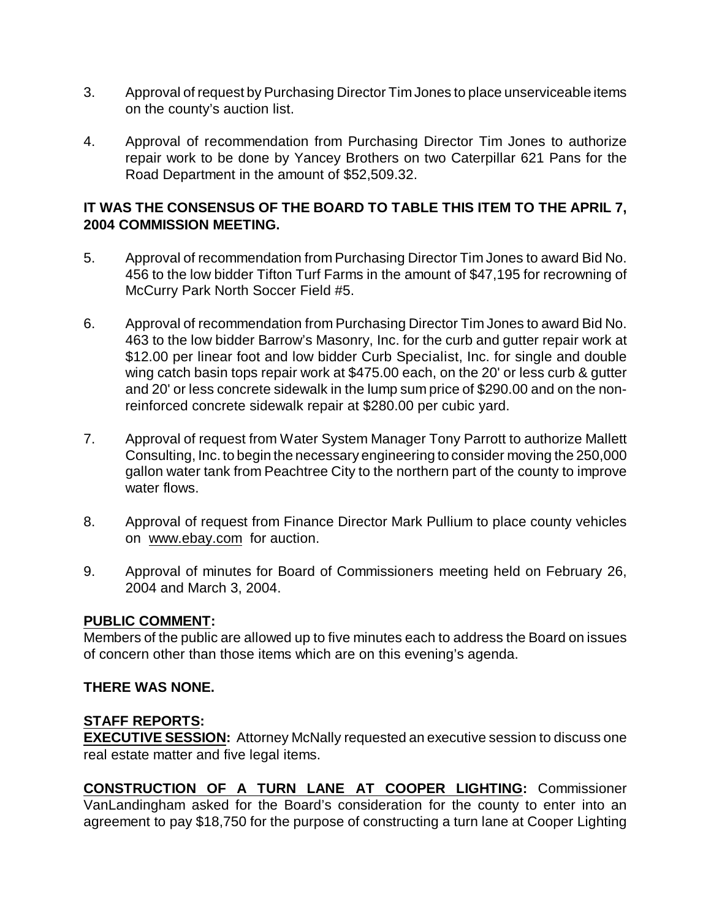3. Approval of request by Purchasing Director Tim Jones to place unserviceable items on the county's auction list.

4. Approval of recommendation from Purchasing Director Tim Jones to authorize repair work to be done by Yancey Brothers on two Caterpillar 621 Pans for the Road Department in the amount of $52,509.32.

**IT WAS THE CONSENSUS OF THE BOARD TO TABLE THIS ITEM TO THE APRIL 7, 2004 COMMISSION MEETING.**

5. Approval of recommendation from Purchasing Director Tim Jones to award Bid No. 456 to the low bidder Tifton Turf Farms in the amount of $47,195 for recrowning of McCurry Park North Soccer Field #5.

6. Approval of recommendation from Purchasing Director Tim Jones to award Bid No. 463 to the low bidder Barrow's Masonry, Inc. for the curb and gutter repair work at $12.00 per linear foot and low bidder Curb Specialist, Inc. for single and double wing catch basin tops repair work at $475.00 each, on the 20' or less curb & gutter and 20' or less concrete sidewalk in the lump sum price of $290.00 and on the non-reinforced concrete sidewalk repair at $280.00 per cubic yard.

7. Approval of request from Water System Manager Tony Parrott to authorize Mallett Consulting, Inc. to begin the necessary engineering to consider moving the 250,000 gallon water tank from Peachtree City to the northern part of the county to improve water flows.

8. Approval of request from Finance Director Mark Pullium to place county vehicles on www.ebay.com for auction.

9. Approval of minutes for Board of Commissioners meeting held on February 26, 2004 and March 3, 2004.

**PUBLIC COMMENT:**

Members of the public are allowed up to five minutes each to address the Board on issues of concern other than those items which are on this evening's agenda.

**THERE WAS NONE.**

**STAFF REPORTS:**

**EXECUTIVE SESSION:** Attorney McNally requested an executive session to discuss one real estate matter and five legal items.

**CONSTRUCTION OF A TURN LANE AT COOPER LIGHTING:** Commissioner VanLandingham asked for the Board's consideration for the county to enter into an agreement to pay $18,750 for the purpose of constructing a turn lane at Cooper Lighting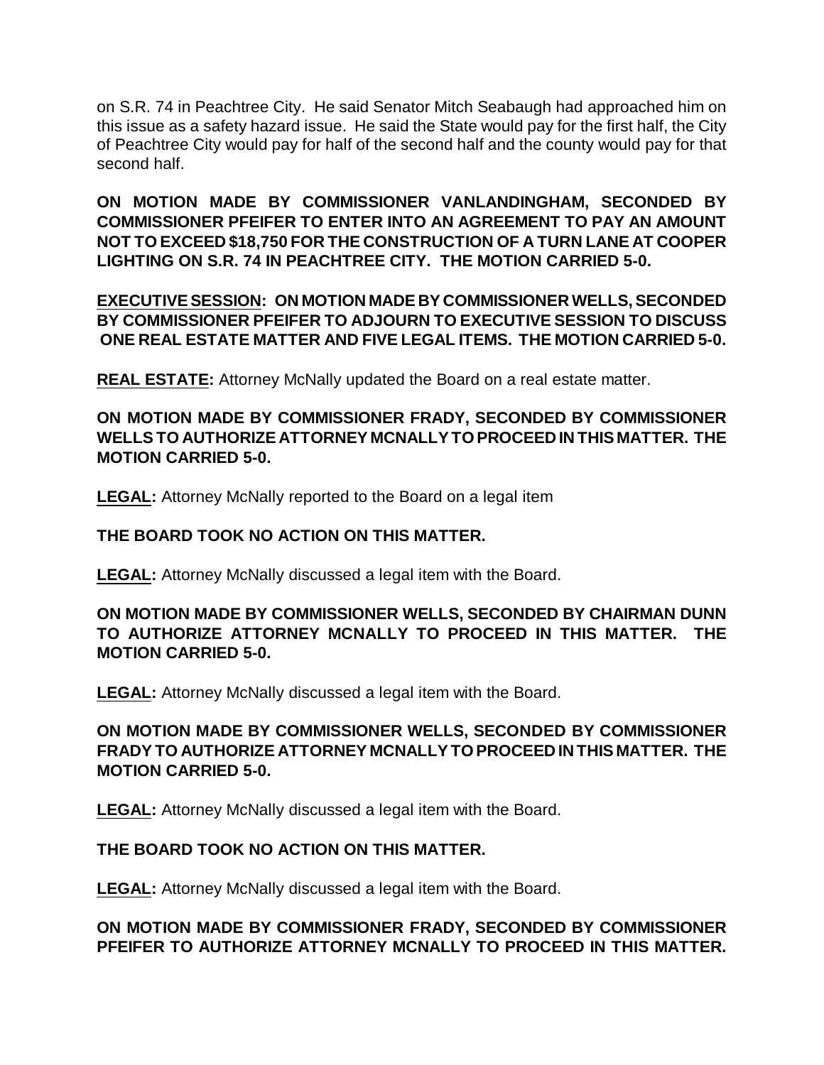on S.R. 74 in Peachtree City. He said Senator Mitch Seabaugh had approached him on this issue as a safety hazard issue. He said the State would pay for the first half, the City of Peachtree City would pay for half of the second half and the county would pay for that second half.

**ON MOTION MADE BY COMMISSIONER VANLANDINGHAM, SECONDED BY COMMISSIONER PFEIFER TO ENTER INTO AN AGREEMENT TO PAY AN AMOUNT NOT TO EXCEED $18,750 FOR THE CONSTRUCTION OF A TURN LANE AT COOPER LIGHTING ON S.R. 74 IN PEACHTREE CITY. THE MOTION CARRIED 5-0.**

**<u>EXECUTIVE SESSION</u>: ON MOTION MADE BY COMMISSIONER WELLS, SECONDED BY COMMISSIONER PFEIFER TO ADJOURN TO EXECUTIVE SESSION TO DISCUSS ONE REAL ESTATE MATTER AND FIVE LEGAL ITEMS. THE MOTION CARRIED 5-0.**

**<u>REAL ESTATE</u>:** Attorney McNally updated the Board on a real estate matter.

**ON MOTION MADE BY COMMISSIONER FRADY, SECONDED BY COMMISSIONER WELLS TO AUTHORIZE ATTORNEY MCNALLY TO PROCEED IN THIS MATTER. THE MOTION CARRIED 5-0.**

**<u>LEGAL</u>:** Attorney McNally reported to the Board on a legal item

**THE BOARD TOOK NO ACTION ON THIS MATTER.**

**<u>LEGAL</u>:** Attorney McNally discussed a legal item with the Board.

**ON MOTION MADE BY COMMISSIONER WELLS, SECONDED BY CHAIRMAN DUNN TO AUTHORIZE ATTORNEY MCNALLY TO PROCEED IN THIS MATTER. THE MOTION CARRIED 5-0.**

**<u>LEGAL</u>:** Attorney McNally discussed a legal item with the Board.

**ON MOTION MADE BY COMMISSIONER WELLS, SECONDED BY COMMISSIONER FRADY TO AUTHORIZE ATTORNEY MCNALLY TO PROCEED IN THIS MATTER. THE MOTION CARRIED 5-0.**

**<u>LEGAL</u>:** Attorney McNally discussed a legal item with the Board.

**THE BOARD TOOK NO ACTION ON THIS MATTER.**

**<u>LEGAL</u>:** Attorney McNally discussed a legal item with the Board.

**ON MOTION MADE BY COMMISSIONER FRADY, SECONDED BY COMMISSIONER PFEIFER TO AUTHORIZE ATTORNEY MCNALLY TO PROCEED IN THIS MATTER.**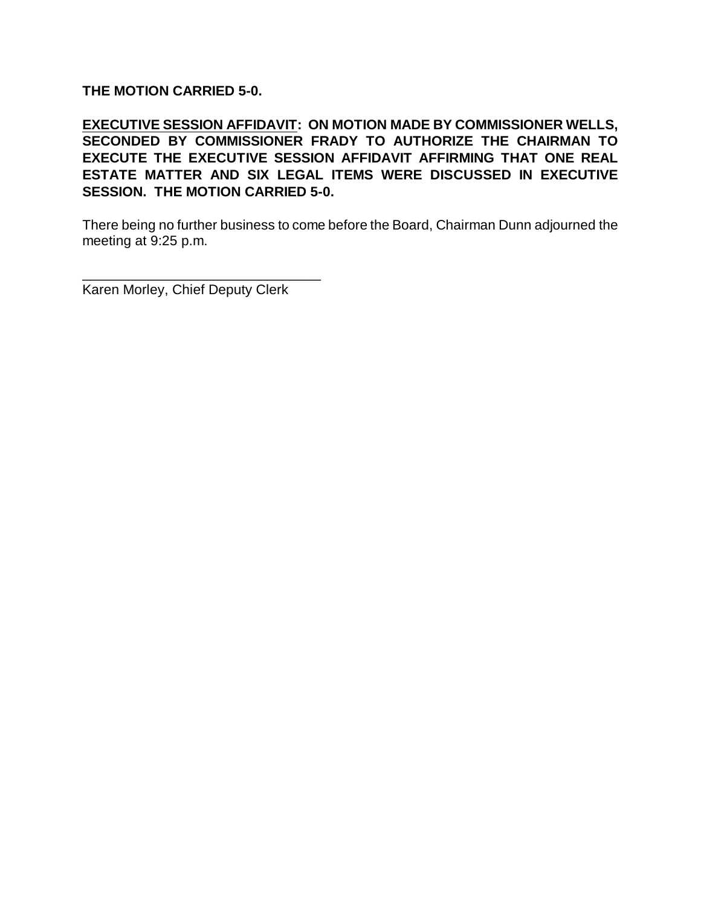**THE MOTION CARRIED 5-0.**

**<u>EXECUTIVE SESSION AFFIDAVIT</u>: ON MOTION MADE BY COMMISSIONER WELLS, SECONDED BY COMMISSIONER FRADY TO AUTHORIZE THE CHAIRMAN TO EXECUTE THE EXECUTIVE SESSION AFFIDAVIT AFFIRMING THAT ONE REAL ESTATE MATTER AND SIX LEGAL ITEMS WERE DISCUSSED IN EXECUTIVE SESSION. THE MOTION CARRIED 5-0.**

There being no further business to come before the Board, Chairman Dunn adjourned the meeting at 9:25 p.m.

\_\_\_\_\_\_\_\_\_\_\_\_\_\_\_\_\_\_\_\_\_\_\_\_\_\_\_\_\_\_\_\_\_\_
Karen Morley, Chief Deputy Clerk